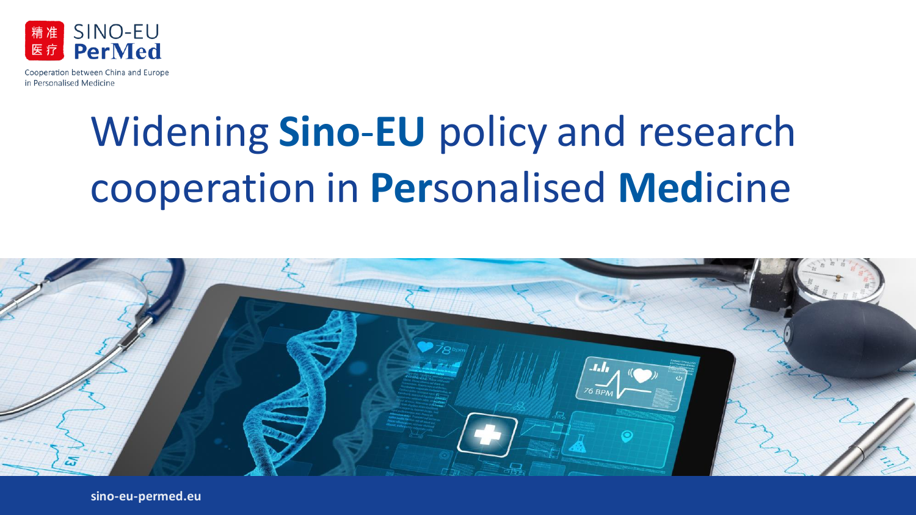精准医疗 SINO-EU PerMed

Cooperation between China and Europe in Personalised Medicine

# Widening **Sino-EU** policy and research cooperation in **Per**sonalised **Med**icine

sino-eu-permed.eu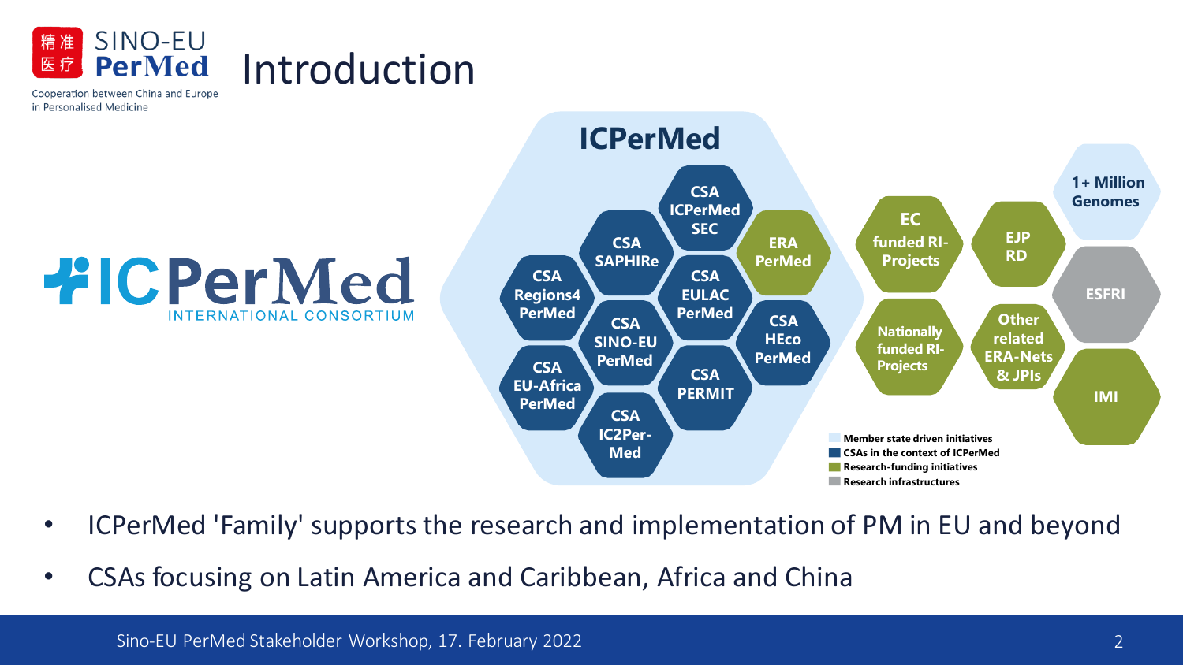# Introduction

**ICPerMed**

- CSA ICPerMed SEC
- CSA SAPHIRe
- ERA PerMed
- CSA Regions4 PerMed
- CSA EULAC PerMed
- CSA SINO-EU PerMed
- CSA HEco PerMed
- CSA EU-Africa PerMed
- CSA PERMIT
- CSA IC2Per-Med

- EC funded RI-Projects
- EJP RD
- 1+ Million Genomes
- Nationally funded RI-Projects
- Other related ERA-Nets & JPIs
- ESFRI
- IMI

Legend:

- Member state driven initiatives
- CSAs in the context of ICPerMed
- Research-funding initiatives
- Research infrastructures

- ICPerMed 'Family' supports the research and implementation of PM in EU and beyond
- CSAs focusing on Latin America and Caribbean, Africa and China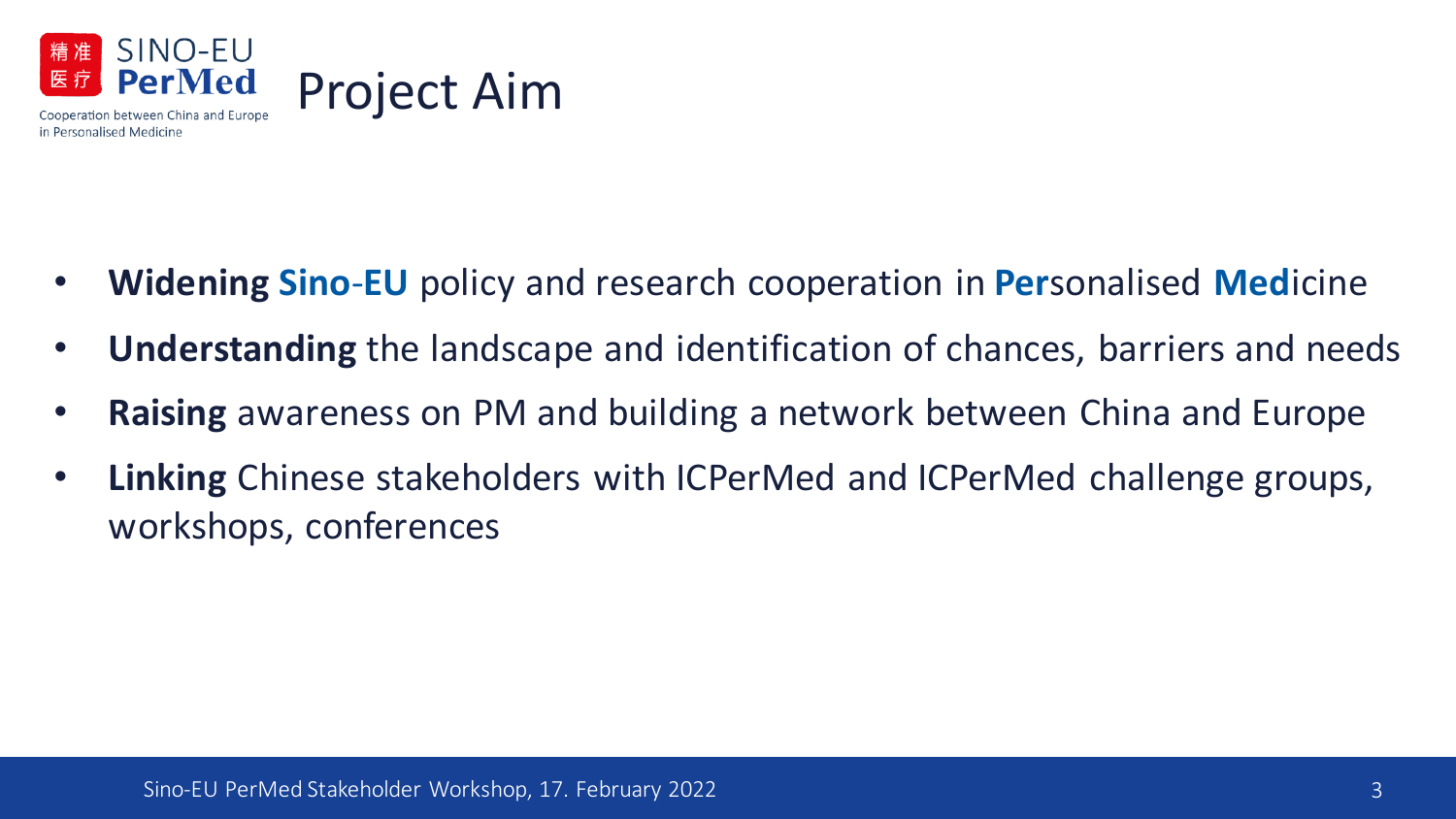# Project Aim

- **Widening Sino-EU** policy and research cooperation in **Per**sonalised **Med**icine
- **Understanding** the landscape and identification of chances, barriers and needs
- **Raising** awareness on PM and building a network between China and Europe
- **Linking** Chinese stakeholders with ICPerMed and ICPerMed challenge groups, workshops, conferences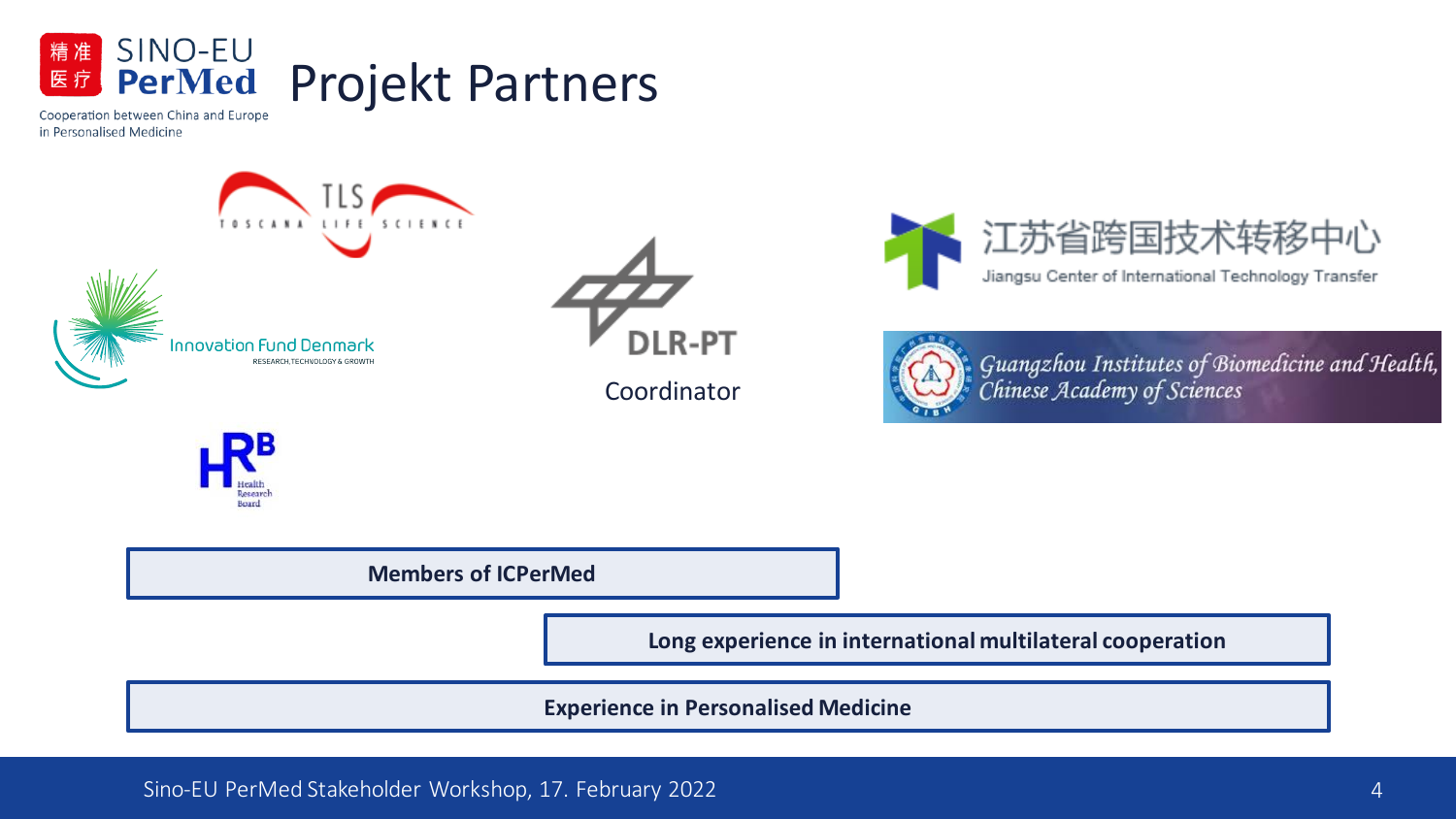# Projekt Partners

TLS TOSCANA LIFE SCIENCE

Innovation Fund Denmark
RESEARCH, TECHNOLOGY & GROWTH

HRB Health Research Board

DLR-PT

Coordinator

江苏省跨国技术转移中心
Jiangsu Center of International Technology Transfer

*Guangzhou Institutes of Biomedicine and Health, Chinese Academy of Sciences*

**Members of ICPerMed**

**Long experience in international multilateral cooperation**

**Experience in Personalised Medicine**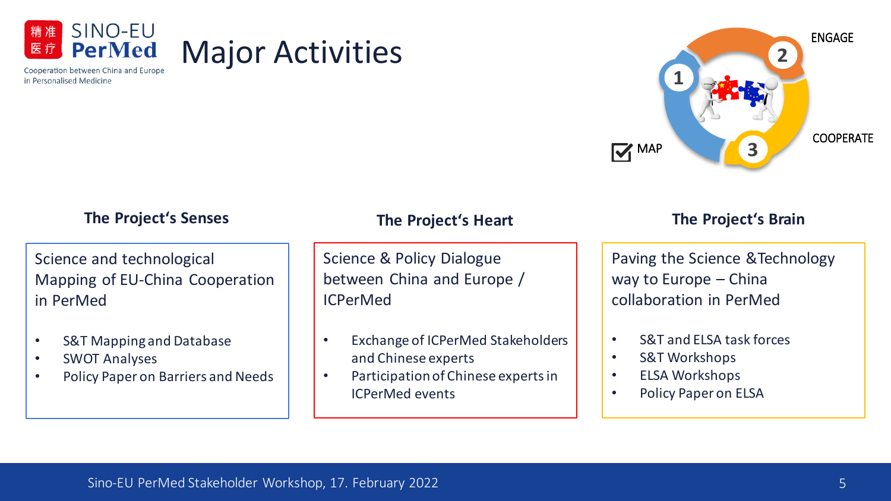# Major Activities

1 MAP
2 ENGAGE
3 COOPERATE

### The Project‘s Senses

Science and technological Mapping of EU-China Cooperation in PerMed

- S&T Mapping and Database
- SWOT Analyses
- Policy Paper on Barriers and Needs

### The Project‘s Heart

Science & Policy Dialogue between China and Europe / ICPerMed

- Exchange of ICPerMed Stakeholders and Chinese experts
- Participation of Chinese experts in ICPerMed events

### The Project‘s Brain

Paving the Science &Technology way to Europe – China collaboration in PerMed

- S&T and ELSA task forces
- S&T Workshops
- ELSA Workshops
- Policy Paper on ELSA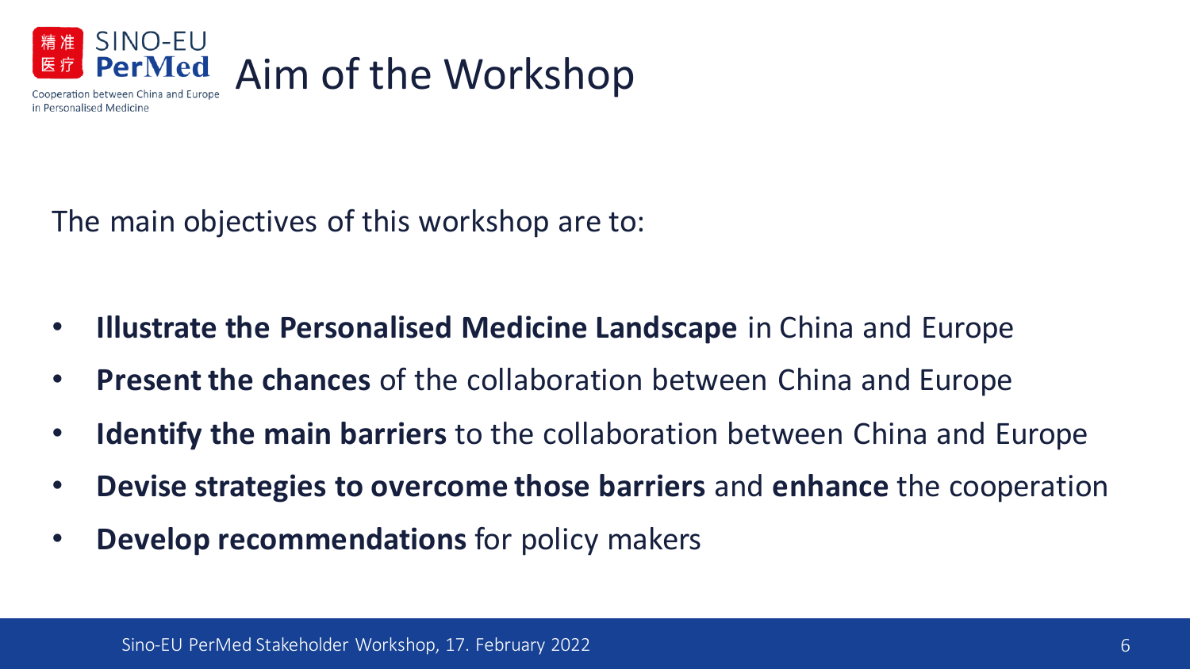# Aim of the Workshop

The main objectives of this workshop are to:

- **Illustrate the Personalised Medicine Landscape** in China and Europe
- **Present the chances** of the collaboration between China and Europe
- **Identify the main barriers** to the collaboration between China and Europe
- **Devise strategies to overcome those barriers** and **enhance** the cooperation
- **Develop recommendations** for policy makers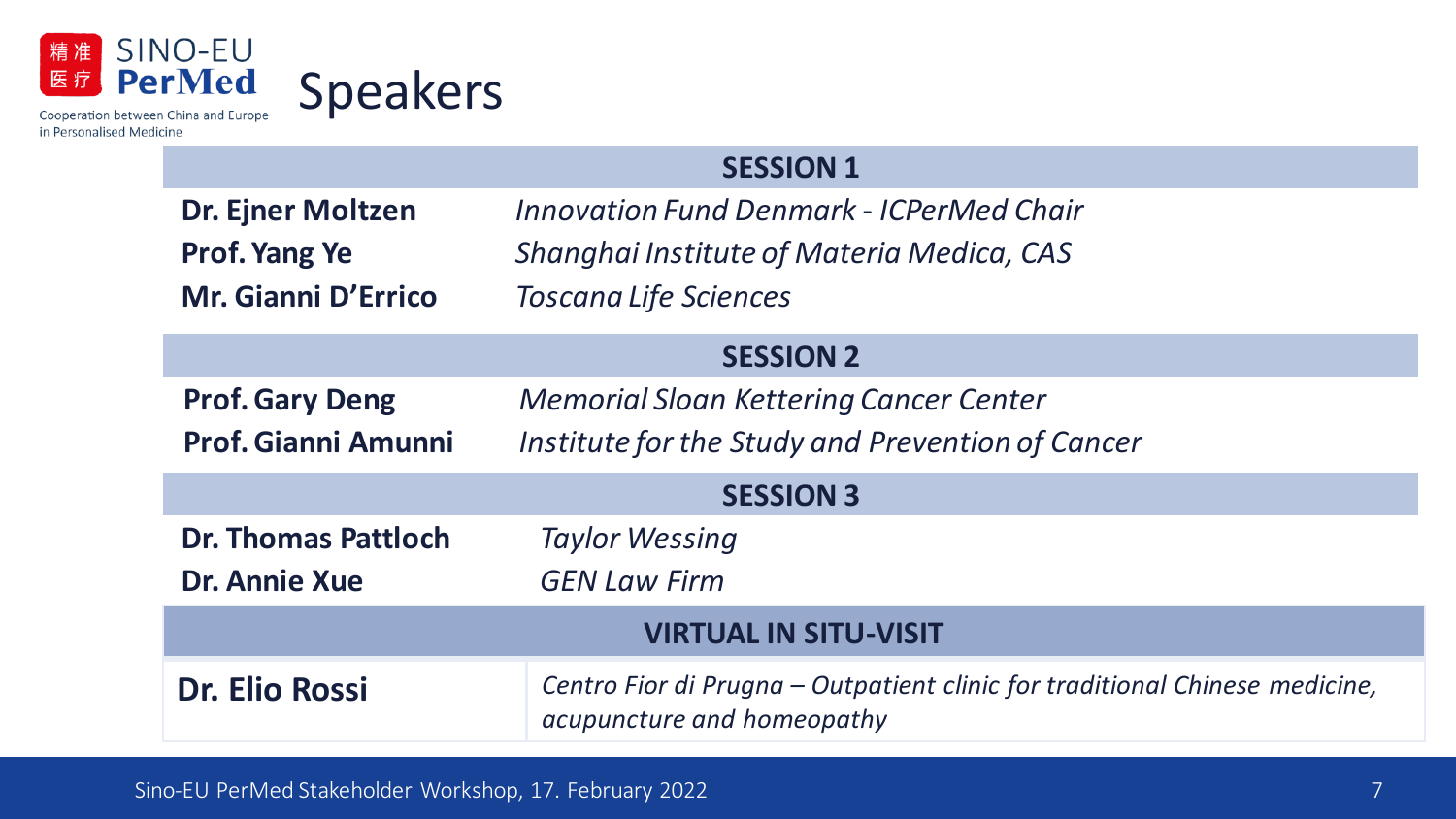# Speakers

| SESSION 1 | |
|---|---|
| **Dr. Ejner Moltzen** | *Innovation Fund Denmark - ICPerMed Chair* |
| **Prof. Yang Ye** | *Shanghai Institute of Materia Medica, CAS* |
| **Mr. Gianni D'Errico** | *Toscana Life Sciences* |
| **SESSION 2** | |
| **Prof. Gary Deng** | *Memorial Sloan Kettering Cancer Center* |
| **Prof. Gianni Amunni** | *Institute for the Study and Prevention of Cancer* |
| **SESSION 3** | |
| **Dr. Thomas Pattloch** | *Taylor Wessing* |
| **Dr. Annie Xue** | *GEN Law Firm* |
| **VIRTUAL IN SITU-VISIT** | |
| **Dr. Elio Rossi** | *Centro Fior di Prugna – Outpatient clinic for traditional Chinese medicine, acupuncture and homeopathy* |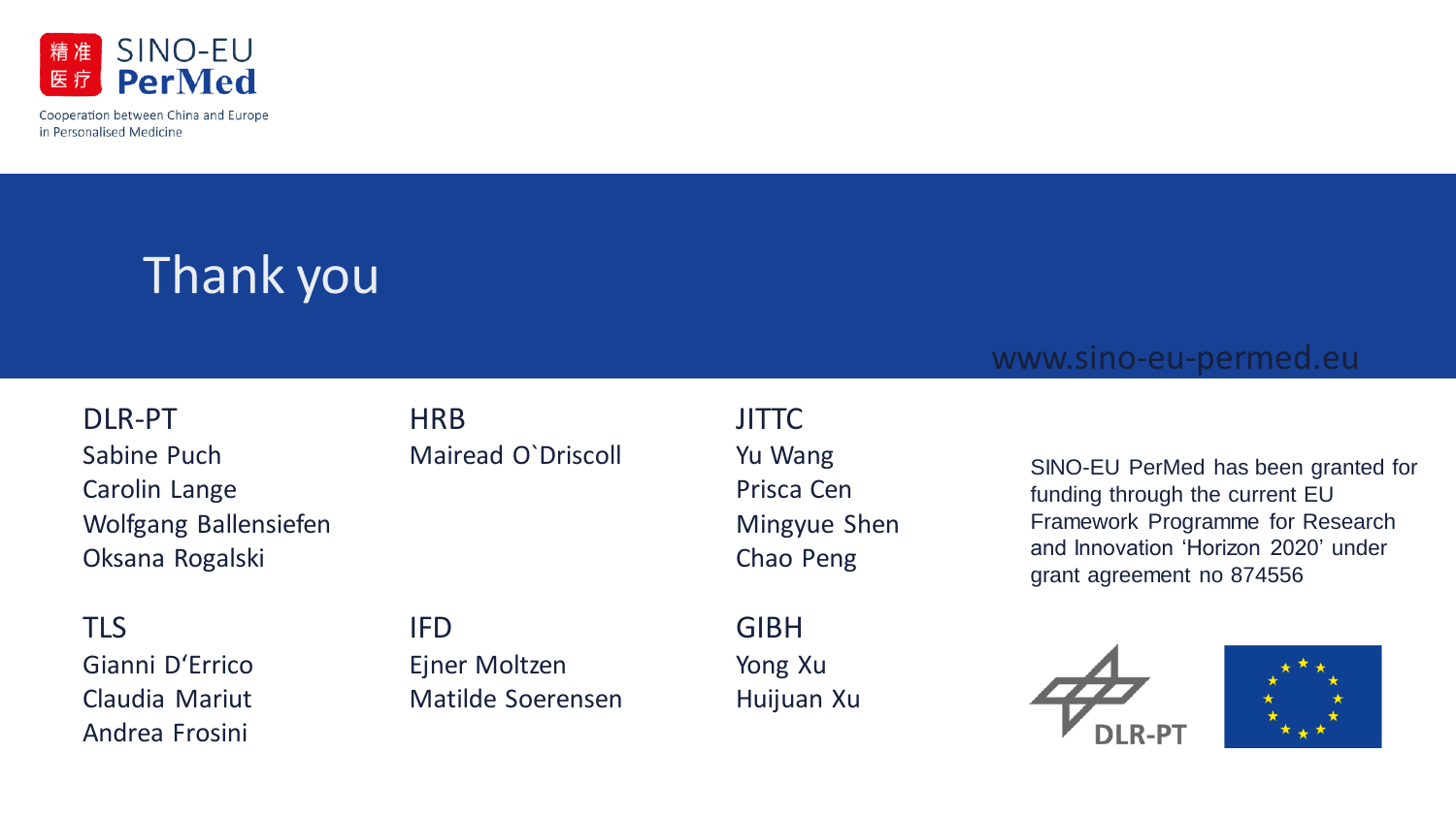SINO-EU PerMed

Cooperation between China and Europe in Personalised Medicine

# Thank you

www.sino-eu-permed.eu

**DLR-PT**
Sabine Puch
Carolin Lange
Wolfgang Ballensiefen
Oksana Rogalski

**HRB**
Mairead O`Driscoll

**JITTC**
Yu Wang
Prisca Cen
Mingyue Shen
Chao Peng

**TLS**
Gianni D'Errico
Claudia Mariut
Andrea Frosini

**IFD**
Ejner Moltzen
Matilde Soerensen

**GIBH**
Yong Xu
Huijuan Xu

SINO-EU PerMed has been granted for funding through the current EU Framework Programme for Research and Innovation 'Horizon 2020' under grant agreement no 874556

DLR-PT